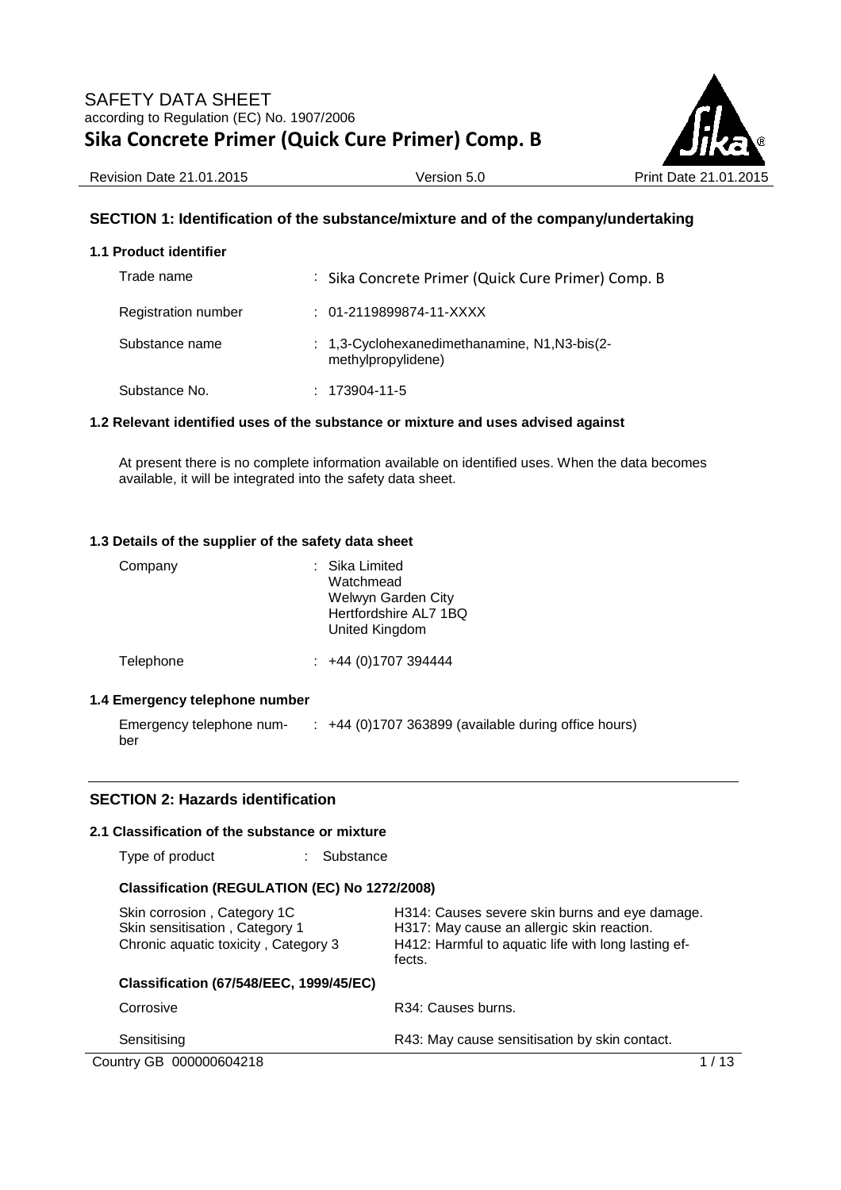# SAFETY DATA SHEET

according to Regulation (EC) No. 1907/2006

# Sika Concrete Primer (Quick Cure Primer) Comp. B

Revision Date 21.01.2015 | Version 5.0 | Print Date 21.01.2015

## SECTION 1: Identification of the substance/mixture and of the company/undertaking

### 1.1 Product identifier

| | |
|---|---|
| Trade name | : Sika Concrete Primer (Quick Cure Primer) Comp. B |
| Registration number | : 01-2119899874-11-XXXX |
| Substance name | : 1,3-Cyclohexanedimethanamine, N1,N3-bis(2-methylpropylidene) |
| Substance No. | : 173904-11-5 |

### 1.2 Relevant identified uses of the substance or mixture and uses advised against

At present there is no complete information available on identified uses. When the data becomes available, it will be integrated into the safety data sheet.

### 1.3 Details of the supplier of the safety data sheet

| | |
|---|---|
| Company | : Sika Limited<br>Watchmead<br>Welwyn Garden City<br>Hertfordshire AL7 1BQ<br>United Kingdom |
| Telephone | : +44 (0)1707 394444 |

### 1.4 Emergency telephone number

| | |
|---|---|
| Emergency telephone number | : +44 (0)1707 363899 (available during office hours) |

## SECTION 2: Hazards identification

### 2.1 Classification of the substance or mixture

Type of product : Substance

**Classification (REGULATION (EC) No 1272/2008)**

| | |
|---|---|
| Skin corrosion , Category 1C | H314: Causes severe skin burns and eye damage. |
| Skin sensitisation , Category 1 | H317: May cause an allergic skin reaction. |
| Chronic aquatic toxicity , Category 3 | H412: Harmful to aquatic life with long lasting effects. |

**Classification (67/548/EEC, 1999/45/EC)**

| | |
|---|---|
| Corrosive | R34: Causes burns. |
| Sensitising | R43: May cause sensitisation by skin contact. |

Country GB 000000604218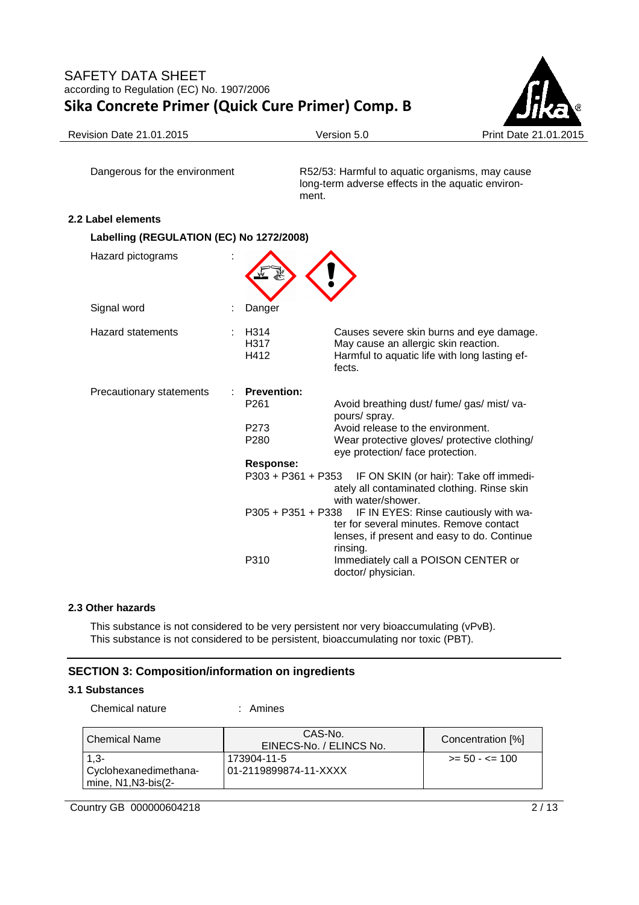| | |
|---|---|
| Dangerous for the environment | R52/53: Harmful to aquatic organisms, may cause long-term adverse effects in the aquatic environment. |

### 2.2 Label elements

**Labelling (REGULATION (EC) No 1272/2008)**

Hazard pictograms :

Signal word : Danger

Hazard statements :

| | |
|---|---|
| H314 | Causes severe skin burns and eye damage. |
| H317 | May cause an allergic skin reaction. |
| H412 | Harmful to aquatic life with long lasting effects. |

Precautionary statements :

**Prevention:**

| | |
|---|---|
| P261 | Avoid breathing dust/ fume/ gas/ mist/ vapours/ spray. |
| P273 | Avoid release to the environment. |
| P280 | Wear protective gloves/ protective clothing/ eye protection/ face protection. |

**Response:**

| | |
|---|---|
| P303 + P361 + P353 | IF ON SKIN (or hair): Take off immediately all contaminated clothing. Rinse skin with water/shower. |
| P305 + P351 + P338 | IF IN EYES: Rinse cautiously with water for several minutes. Remove contact lenses, if present and easy to do. Continue rinsing. |
| P310 | Immediately call a POISON CENTER or doctor/ physician. |

### 2.3 Other hazards

This substance is not considered to be very persistent nor very bioaccumulating (vPvB).
This substance is not considered to be persistent, bioaccumulating nor toxic (PBT).

## SECTION 3: Composition/information on ingredients

### 3.1 Substances

Chemical nature : Amines

| Chemical Name | CAS-No. EINECS-No. / ELINCS No. | Concentration [%] |
|---|---|---|
| 1,3-Cyclohexanedimethanamine, N1,N3-bis(2- | 173904-11-5 01-2119899874-11-XXXX | >= 50 - <= 100 |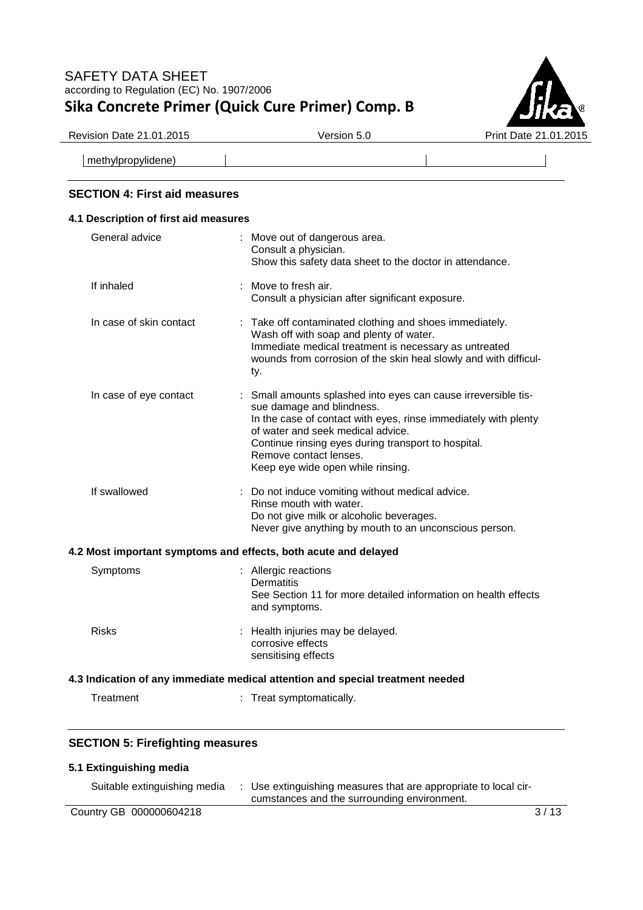| methylpropylidene) | | |
|---|---|---|

## SECTION 4: First aid measures

### 4.1 Description of first aid measures

General advice : Move out of dangerous area.
Consult a physician.
Show this safety data sheet to the doctor in attendance.

If inhaled : Move to fresh air.
Consult a physician after significant exposure.

In case of skin contact : Take off contaminated clothing and shoes immediately.
Wash off with soap and plenty of water.
Immediate medical treatment is necessary as untreated wounds from corrosion of the skin heal slowly and with difficulty.

In case of eye contact : Small amounts splashed into eyes can cause irreversible tissue damage and blindness.
In the case of contact with eyes, rinse immediately with plenty of water and seek medical advice.
Continue rinsing eyes during transport to hospital.
Remove contact lenses.
Keep eye wide open while rinsing.

If swallowed : Do not induce vomiting without medical advice.
Rinse mouth with water.
Do not give milk or alcoholic beverages.
Never give anything by mouth to an unconscious person.

### 4.2 Most important symptoms and effects, both acute and delayed

Symptoms : Allergic reactions
Dermatitis
See Section 11 for more detailed information on health effects and symptoms.

Risks : Health injuries may be delayed.
corrosive effects
sensitising effects

### 4.3 Indication of any immediate medical attention and special treatment needed

Treatment : Treat symptomatically.

## SECTION 5: Firefighting measures

### 5.1 Extinguishing media

Suitable extinguishing media : Use extinguishing measures that are appropriate to local circumstances and the surrounding environment.

Country GB 000000604218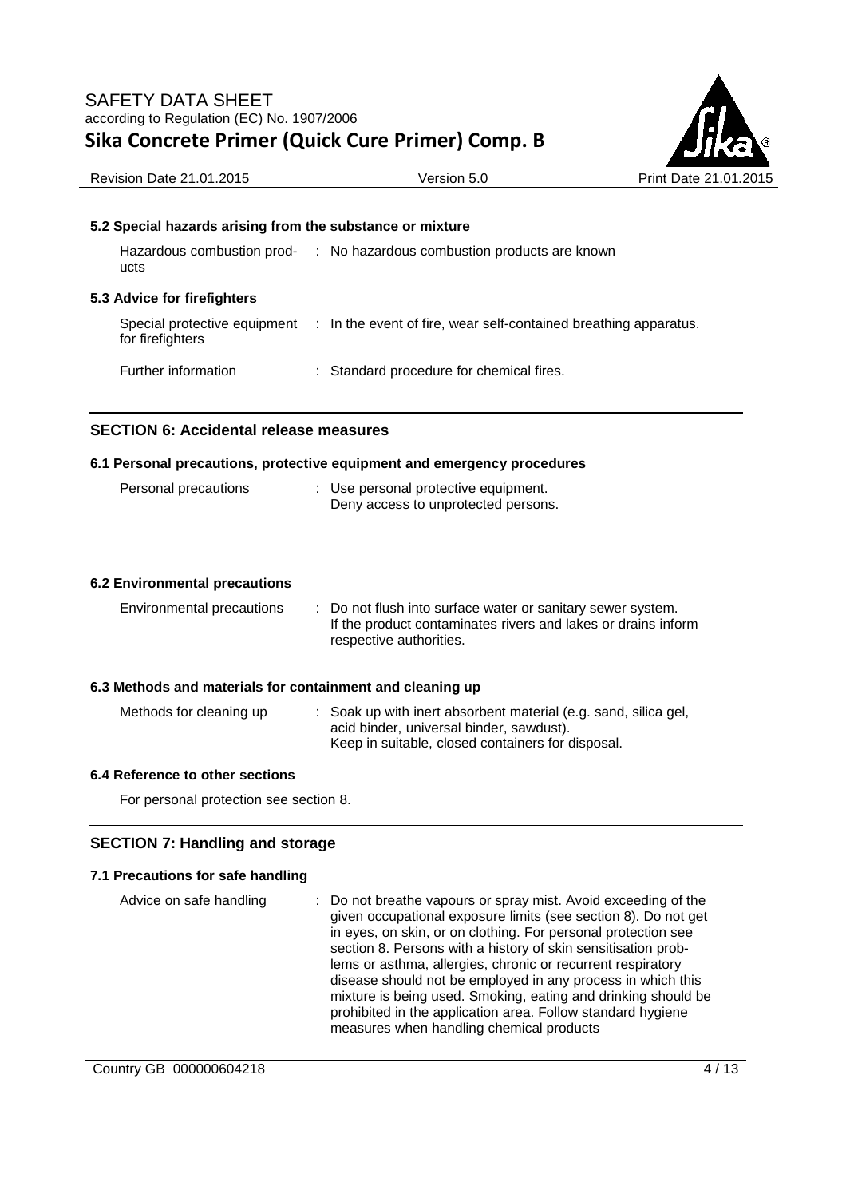### 5.2 Special hazards arising from the substance or mixture

| | |
|---|---|
| Hazardous combustion products | : No hazardous combustion products are known |

### 5.3 Advice for firefighters

| | |
|---|---|
| Special protective equipment for firefighters | : In the event of fire, wear self-contained breathing apparatus. |
| Further information | : Standard procedure for chemical fires. |

## SECTION 6: Accidental release measures

### 6.1 Personal precautions, protective equipment and emergency procedures

| | |
|---|---|
| Personal precautions | : Use personal protective equipment. Deny access to unprotected persons. |

### 6.2 Environmental precautions

| | |
|---|---|
| Environmental precautions | : Do not flush into surface water or sanitary sewer system. If the product contaminates rivers and lakes or drains inform respective authorities. |

### 6.3 Methods and materials for containment and cleaning up

| | |
|---|---|
| Methods for cleaning up | : Soak up with inert absorbent material (e.g. sand, silica gel, acid binder, universal binder, sawdust). Keep in suitable, closed containers for disposal. |

### 6.4 Reference to other sections

For personal protection see section 8.

## SECTION 7: Handling and storage

### 7.1 Precautions for safe handling

| | |
|---|---|
| Advice on safe handling | : Do not breathe vapours or spray mist. Avoid exceeding of the given occupational exposure limits (see section 8). Do not get in eyes, on skin, or on clothing. For personal protection see section 8. Persons with a history of skin sensitisation problems or asthma, allergies, chronic or recurrent respiratory disease should not be employed in any process in which this mixture is being used. Smoking, eating and drinking should be prohibited in the application area. Follow standard hygiene measures when handling chemical products |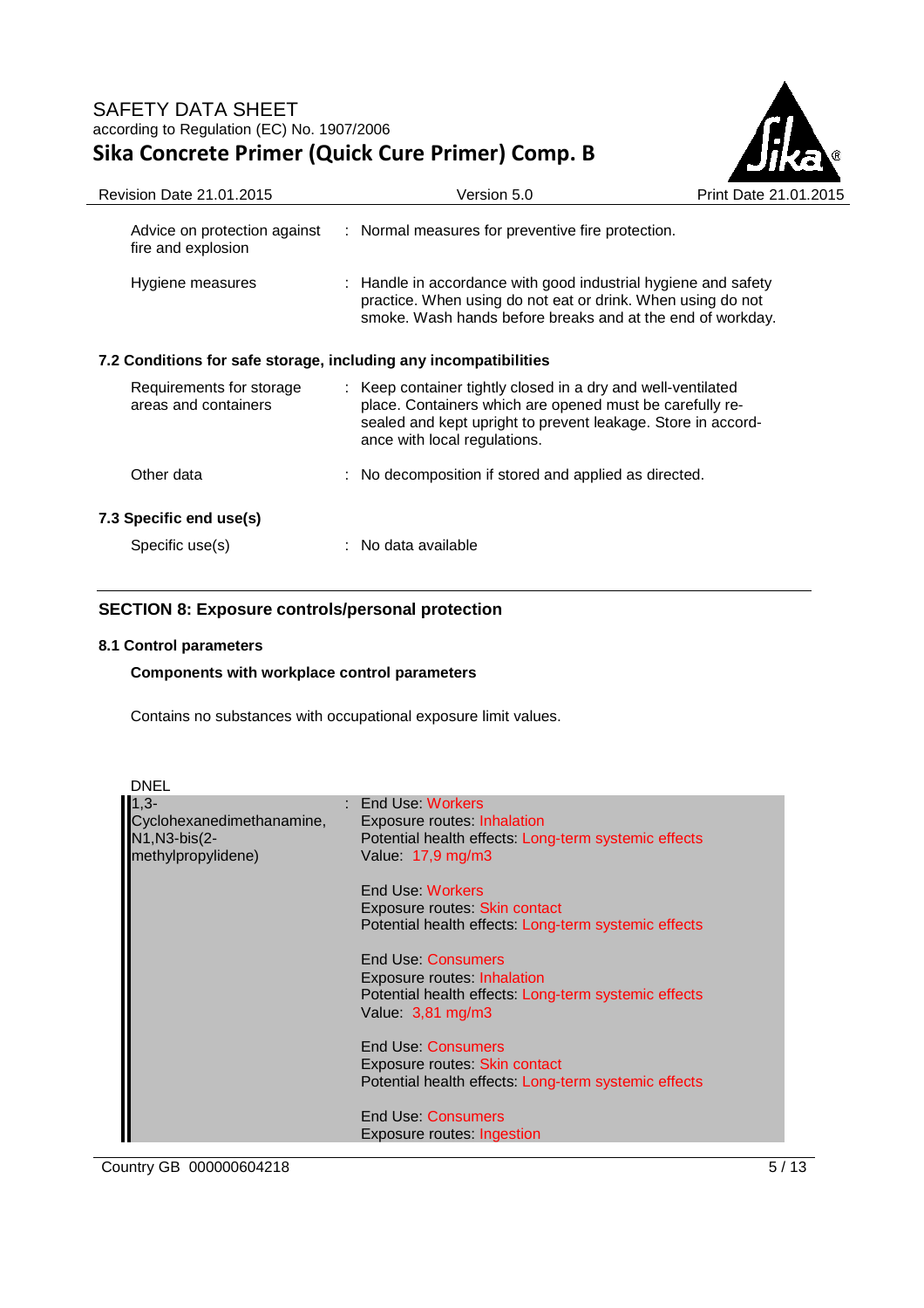| | | |
|---|---|---|
| Advice on protection against fire and explosion | : | Normal measures for preventive fire protection. |
| Hygiene measures | : | Handle in accordance with good industrial hygiene and safety practice. When using do not eat or drink. When using do not smoke. Wash hands before breaks and at the end of workday. |

### 7.2 Conditions for safe storage, including any incompatibilities

| | | |
|---|---|---|
| Requirements for storage areas and containers | : | Keep container tightly closed in a dry and well-ventilated place. Containers which are opened must be carefully re-sealed and kept upright to prevent leakage. Store in accordance with local regulations. |
| Other data | : | No decomposition if stored and applied as directed. |

### 7.3 Specific end use(s)

| | | |
|---|---|---|
| Specific use(s) | : | No data available |

## SECTION 8: Exposure controls/personal protection

### 8.1 Control parameters

**Components with workplace control parameters**

Contains no substances with occupational exposure limit values.

DNEL

1,3-Cyclohexanedimethanamine, N1,N3-bis(2-methylpropylidene) :

End Use: Workers
Exposure routes: Inhalation
Potential health effects: Long-term systemic effects
Value: 17,9 mg/m3

End Use: Workers
Exposure routes: Skin contact
Potential health effects: Long-term systemic effects

End Use: Consumers
Exposure routes: Inhalation
Potential health effects: Long-term systemic effects
Value: 3,81 mg/m3

End Use: Consumers
Exposure routes: Skin contact
Potential health effects: Long-term systemic effects

End Use: Consumers
Exposure routes: Ingestion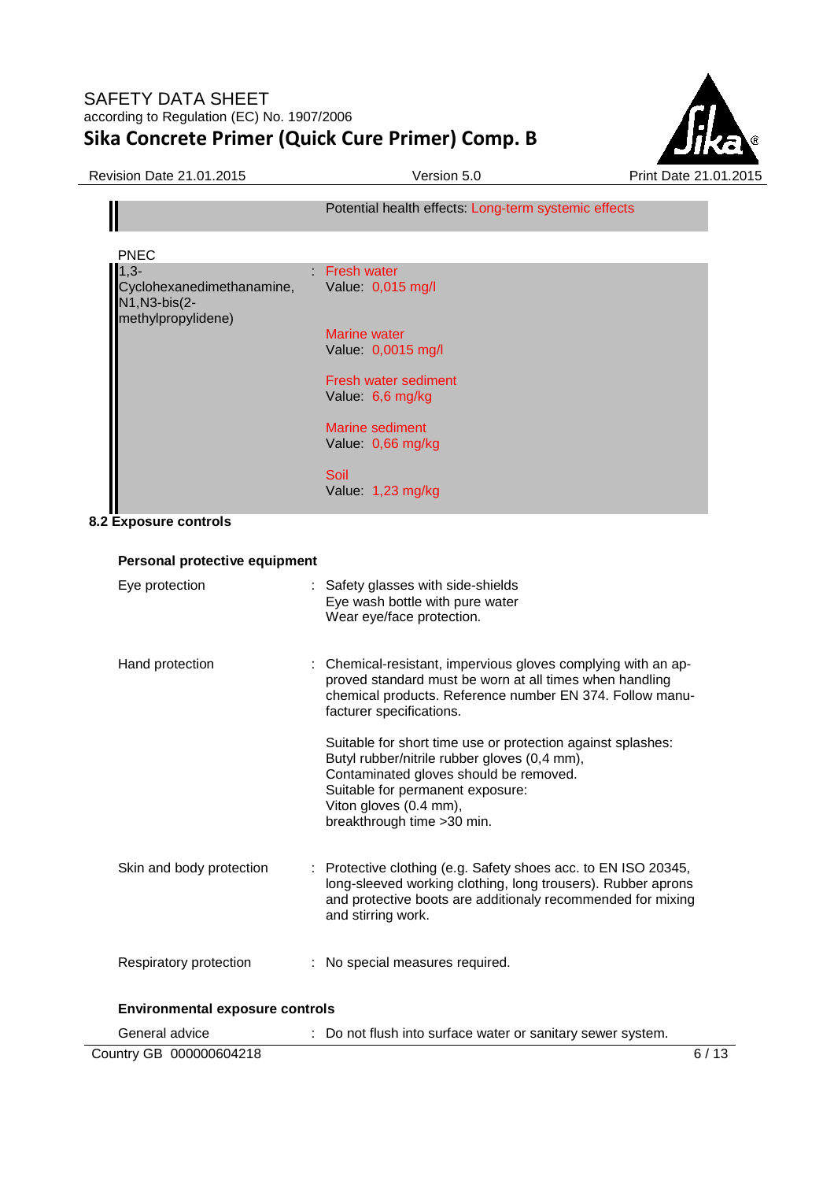Potential health effects: Long-term systemic effects

PNEC

| | |
|---|---|
| 1,3-Cyclohexanedimethanamine, N1,N3-bis(2-methylpropylidene) | : Fresh water<br>Value: 0,015 mg/l<br><br>Marine water<br>Value: 0,0015 mg/l<br><br>Fresh water sediment<br>Value: 6,6 mg/kg<br><br>Marine sediment<br>Value: 0,66 mg/kg<br><br>Soil<br>Value: 1,23 mg/kg |

## 8.2 Exposure controls

### Personal protective equipment

| | |
|---|---|
| Eye protection | : Safety glasses with side-shields<br>Eye wash bottle with pure water<br>Wear eye/face protection. |
| Hand protection | : Chemical-resistant, impervious gloves complying with an approved standard must be worn at all times when handling chemical products. Reference number EN 374. Follow manufacturer specifications.<br><br>Suitable for short time use or protection against splashes:<br>Butyl rubber/nitrile rubber gloves (0,4 mm),<br>Contaminated gloves should be removed.<br>Suitable for permanent exposure:<br>Viton gloves (0.4 mm),<br>breakthrough time >30 min. |
| Skin and body protection | : Protective clothing (e.g. Safety shoes acc. to EN ISO 20345, long-sleeved working clothing, long trousers). Rubber aprons and protective boots are additionaly recommended for mixing and stirring work. |
| Respiratory protection | : No special measures required. |

### Environmental exposure controls

| | |
|---|---|
| General advice | : Do not flush into surface water or sanitary sewer system. |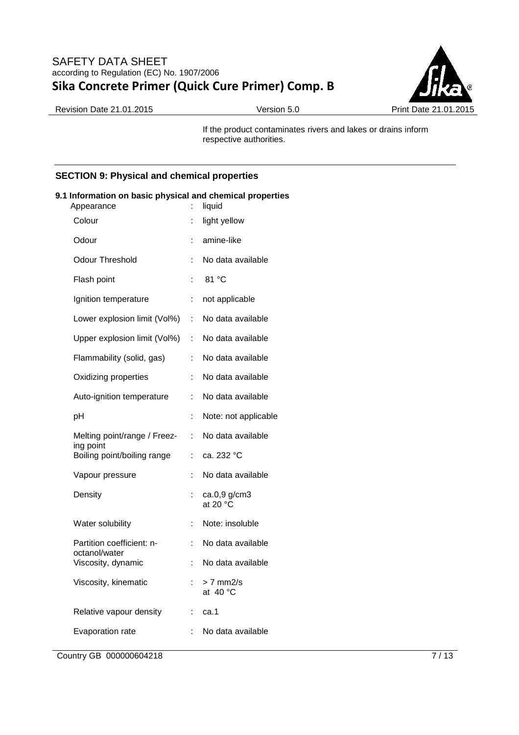If the product contaminates rivers and lakes or drains inform respective authorities.

## SECTION 9: Physical and chemical properties

### 9.1 Information on basic physical and chemical properties

| Property | | Value |
|---|---|---|
| Appearance | : | liquid |
| Colour | : | light yellow |
| Odour | : | amine-like |
| Odour Threshold | : | No data available |
| Flash point | : | 81 °C |
| Ignition temperature | : | not applicable |
| Lower explosion limit (Vol%) | : | No data available |
| Upper explosion limit (Vol%) | : | No data available |
| Flammability (solid, gas) | : | No data available |
| Oxidizing properties | : | No data available |
| Auto-ignition temperature | : | No data available |
| pH | : | Note: not applicable |
| Melting point/range / Freezing point | : | No data available |
| Boiling point/boiling range | : | ca. 232 °C |
| Vapour pressure | : | No data available |
| Density | : | ca.0,9 g/cm3 at 20 °C |
| Water solubility | : | Note: insoluble |
| Partition coefficient: n-octanol/water | : | No data available |
| Viscosity, dynamic | : | No data available |
| Viscosity, kinematic | : | > 7 mm2/s at 40 °C |
| Relative vapour density | : | ca.1 |
| Evaporation rate | : | No data available |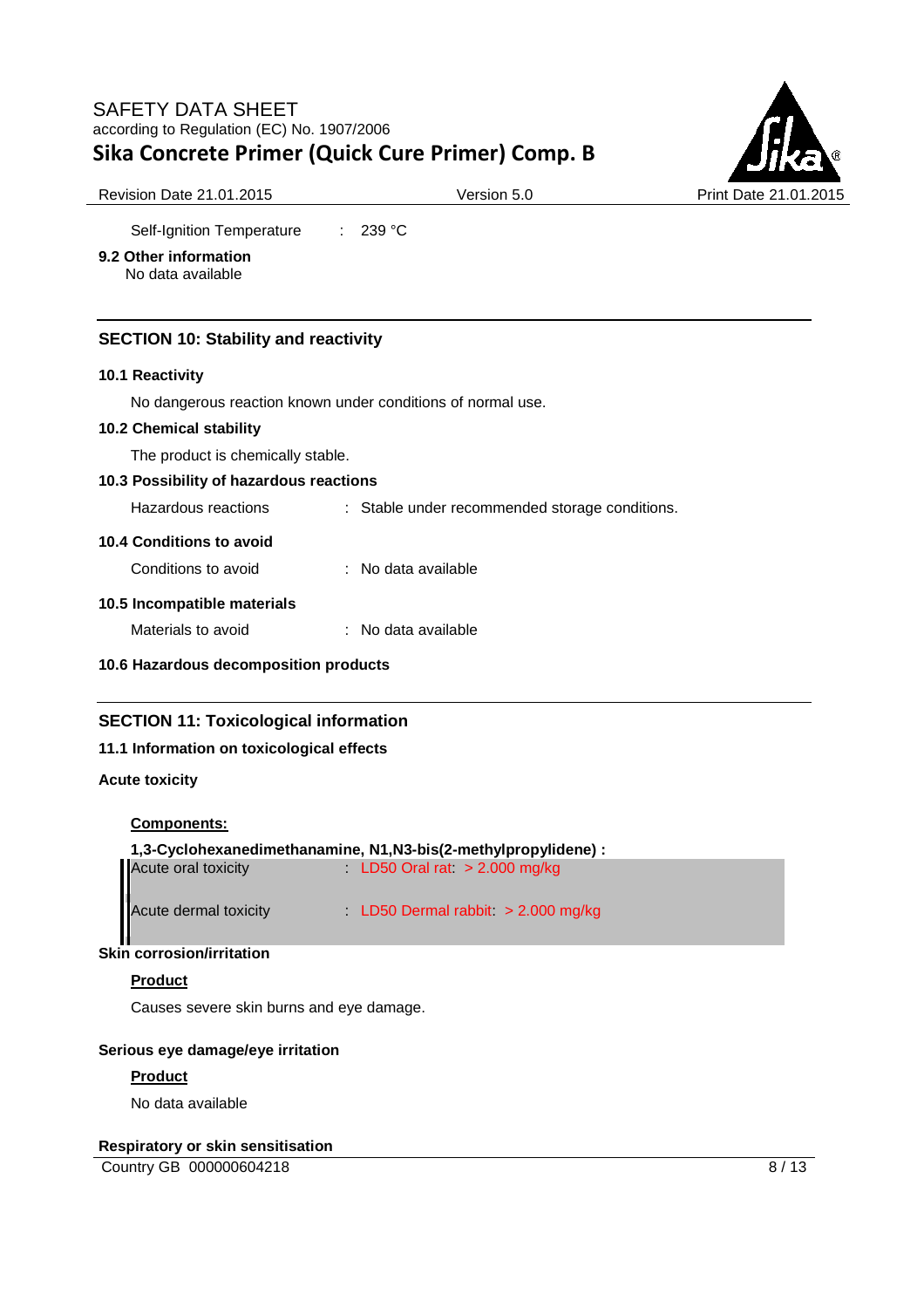Self-Ignition Temperature : 239 °C

**9.2 Other information**

No data available

## SECTION 10: Stability and reactivity

**10.1 Reactivity**

No dangerous reaction known under conditions of normal use.

**10.2 Chemical stability**

The product is chemically stable.

**10.3 Possibility of hazardous reactions**

Hazardous reactions : Stable under recommended storage conditions.

**10.4 Conditions to avoid**

Conditions to avoid : No data available

**10.5 Incompatible materials**

Materials to avoid : No data available

**10.6 Hazardous decomposition products**

## SECTION 11: Toxicological information

**11.1 Information on toxicological effects**

**Acute toxicity**

**Components:**

**1,3-Cyclohexanedimethanamine, N1,N3-bis(2-methylpropylidene) :**

Acute oral toxicity : LD50 Oral rat: > 2.000 mg/kg

Acute dermal toxicity : LD50 Dermal rabbit: > 2.000 mg/kg

**Skin corrosion/irritation**

**Product**

Causes severe skin burns and eye damage.

**Serious eye damage/eye irritation**

**Product**

No data available

**Respiratory or skin sensitisation**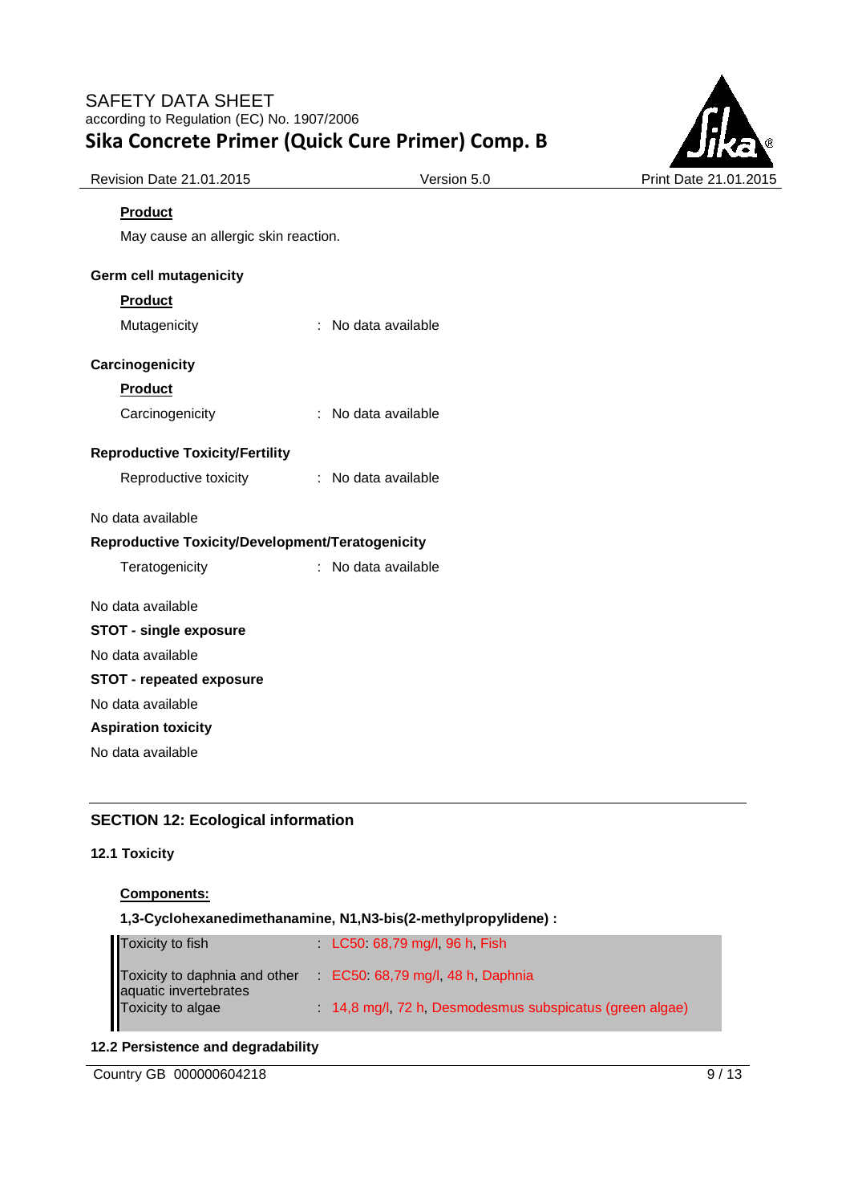**Product**

May cause an allergic skin reaction.

**Germ cell mutagenicity**

**Product**

Mutagenicity : No data available

**Carcinogenicity**

**Product**

Carcinogenicity : No data available

**Reproductive Toxicity/Fertility**

Reproductive toxicity : No data available

No data available

**Reproductive Toxicity/Development/Teratogenicity**

Teratogenicity : No data available

No data available

**STOT - single exposure**

No data available

**STOT - repeated exposure**

No data available

**Aspiration toxicity**

No data available

## SECTION 12: Ecological information

### 12.1 Toxicity

**Components:**

**1,3-Cyclohexanedimethanamine, N1,N3-bis(2-methylpropylidene) :**

| | |
|---|---|
| Toxicity to fish | : LC50: 68,79 mg/l, 96 h, Fish |
| Toxicity to daphnia and other aquatic invertebrates | : EC50: 68,79 mg/l, 48 h, Daphnia |
| Toxicity to algae | : 14,8 mg/l, 72 h, Desmodesmus subspicatus (green algae) |

### 12.2 Persistence and degradability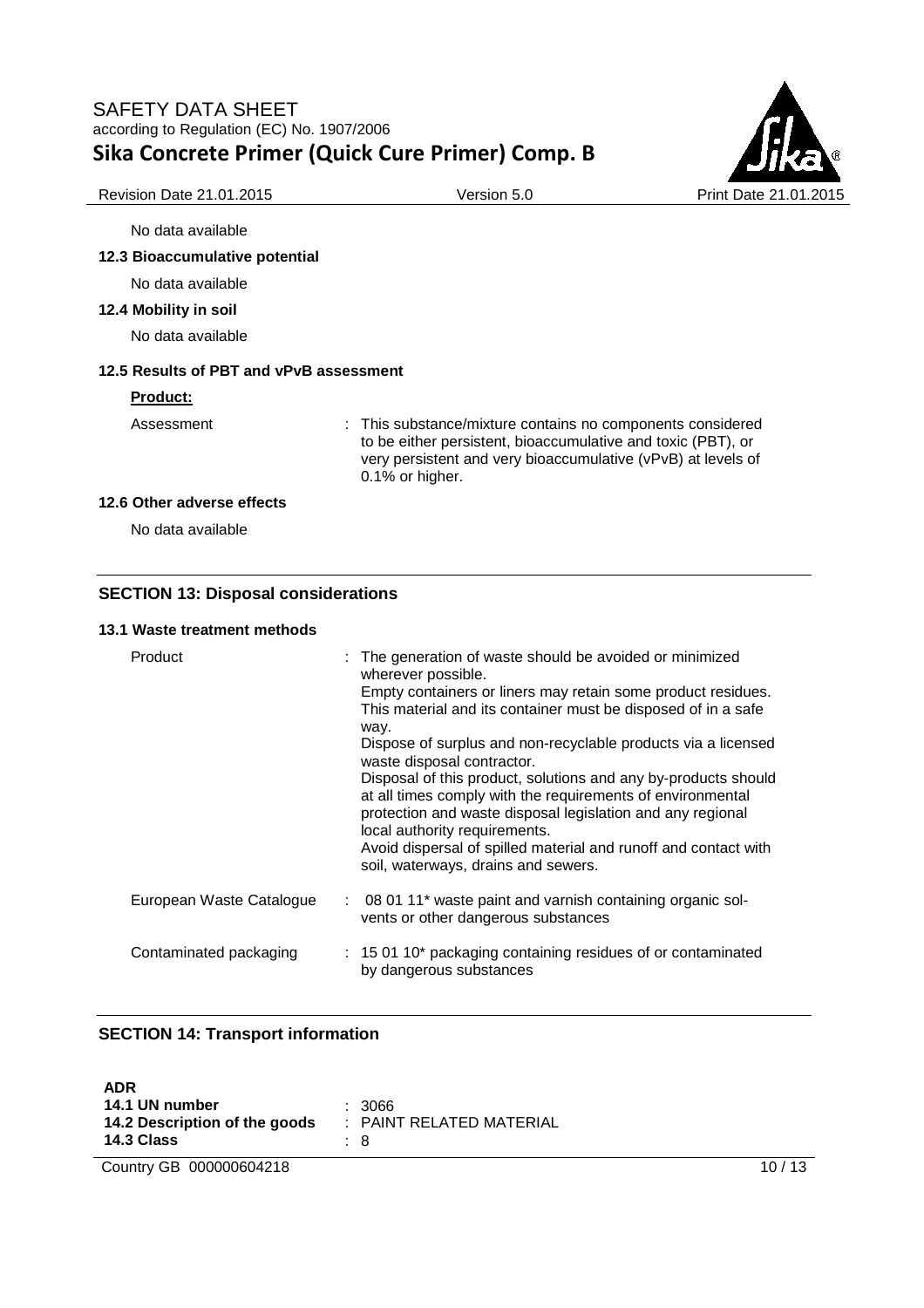No data available

### 12.3 Bioaccumulative potential

No data available

### 12.4 Mobility in soil

No data available

### 12.5 Results of PBT and vPvB assessment

**Product:**

| | |
|---|---|
| Assessment | : This substance/mixture contains no components considered to be either persistent, bioaccumulative and toxic (PBT), or very persistent and very bioaccumulative (vPvB) at levels of 0.1% or higher. |

### 12.6 Other adverse effects

No data available

## SECTION 13: Disposal considerations

### 13.1 Waste treatment methods

| | |
|---|---|
| Product | : The generation of waste should be avoided or minimized wherever possible. Empty containers or liners may retain some product residues. This material and its container must be disposed of in a safe way. Dispose of surplus and non-recyclable products via a licensed waste disposal contractor. Disposal of this product, solutions and any by-products should at all times comply with the requirements of environmental protection and waste disposal legislation and any regional local authority requirements. Avoid dispersal of spilled material and runoff and contact with soil, waterways, drains and sewers. |
| European Waste Catalogue | : 08 01 11* waste paint and varnish containing organic solvents or other dangerous substances |
| Contaminated packaging | : 15 01 10* packaging containing residues of or contaminated by dangerous substances |

## SECTION 14: Transport information

**ADR**

| | |
|---|---|
| **14.1 UN number** | : 3066 |
| **14.2 Description of the goods** | : PAINT RELATED MATERIAL |
| **14.3 Class** | : 8 |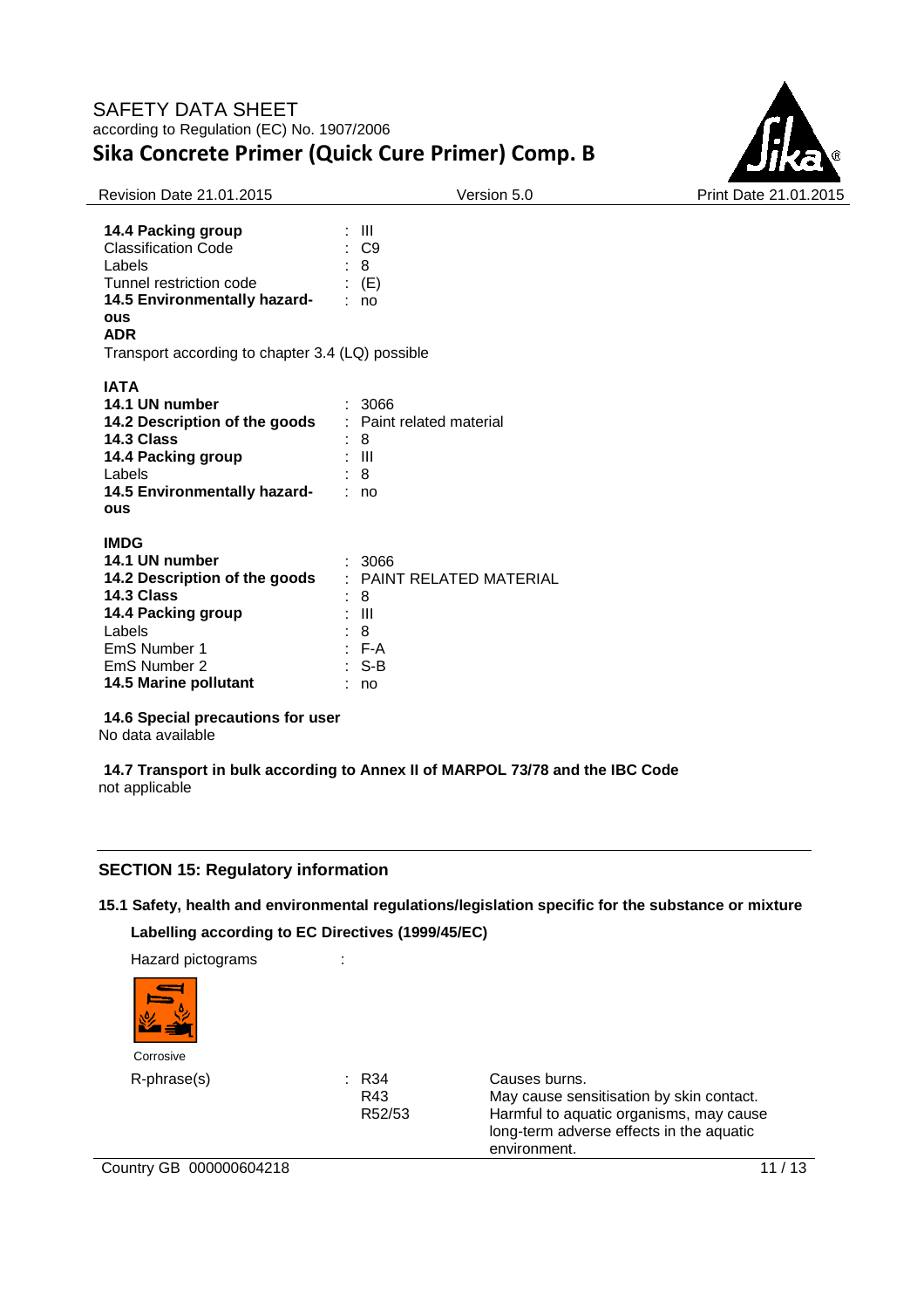**14.4 Packing group** : III
Classification Code : C9
Labels : 8
Tunnel restriction code : (E)
**14.5 Environmentally hazardous** : no

**ADR**
Transport according to chapter 3.4 (LQ) possible

**IATA**

| | |
|---|---|
| **14.1 UN number** | : 3066 |
| **14.2 Description of the goods** | : Paint related material |
| **14.3 Class** | : 8 |
| **14.4 Packing group** | : III |
| Labels | : 8 |
| **14.5 Environmentally hazardous** | : no |

**IMDG**

| | |
|---|---|
| **14.1 UN number** | : 3066 |
| **14.2 Description of the goods** | : PAINT RELATED MATERIAL |
| **14.3 Class** | : 8 |
| **14.4 Packing group** | : III |
| Labels | : 8 |
| EmS Number 1 | : F-A |
| EmS Number 2 | : S-B |
| **14.5 Marine pollutant** | : no |

**14.6 Special precautions for user**
No data available

**14.7 Transport in bulk according to Annex II of MARPOL 73/78 and the IBC Code**
not applicable

## SECTION 15: Regulatory information

### 15.1 Safety, health and environmental regulations/legislation specific for the substance or mixture

**Labelling according to EC Directives (1999/45/EC)**

Hazard pictograms :

Corrosive

| R-phrase(s) | | |
|---|---|---|
| | : R34 | Causes burns. |
| | R43 | May cause sensitisation by skin contact. |
| | R52/53 | Harmful to aquatic organisms, may cause long-term adverse effects in the aquatic environment. |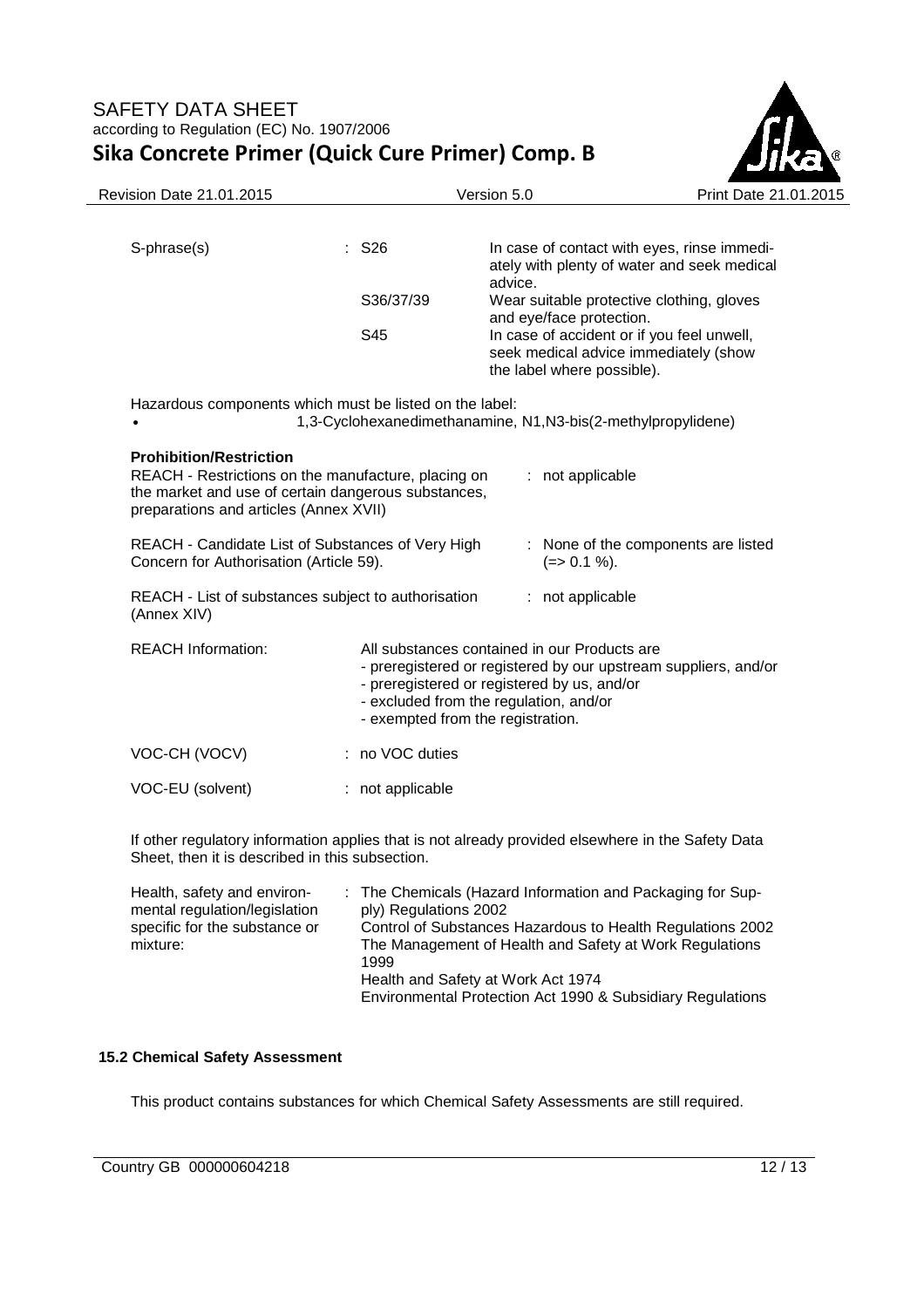| S-phrase(s) | : S26 | In case of contact with eyes, rinse immediately with plenty of water and seek medical advice. |
|---|---|---|
| | S36/37/39 | Wear suitable protective clothing, gloves and eye/face protection. |
| | S45 | In case of accident or if you feel unwell, seek medical advice immediately (show the label where possible). |

Hazardous components which must be listed on the label:

- 1,3-Cyclohexanedimethanamine, N1,N3-bis(2-methylpropylidene)

**Prohibition/Restriction**

REACH - Restrictions on the manufacture, placing on the market and use of certain dangerous substances, preparations and articles (Annex XVII) : not applicable

REACH - Candidate List of Substances of Very High Concern for Authorisation (Article 59). : None of the components are listed (=> 0.1 %).

REACH - List of substances subject to authorisation (Annex XIV) : not applicable

REACH Information: All substances contained in our Products are
- preregistered or registered by our upstream suppliers, and/or
- preregistered or registered by us, and/or
- excluded from the regulation, and/or
- exempted from the registration.

VOC-CH (VOCV) : no VOC duties

VOC-EU (solvent) : not applicable

If other regulatory information applies that is not already provided elsewhere in the Safety Data Sheet, then it is described in this subsection.

Health, safety and environmental regulation/legislation specific for the substance or mixture: The Chemicals (Hazard Information and Packaging for Supply) Regulations 2002
Control of Substances Hazardous to Health Regulations 2002
The Management of Health and Safety at Work Regulations 1999
Health and Safety at Work Act 1974
Environmental Protection Act 1990 & Subsidiary Regulations

**15.2 Chemical Safety Assessment**

This product contains substances for which Chemical Safety Assessments are still required.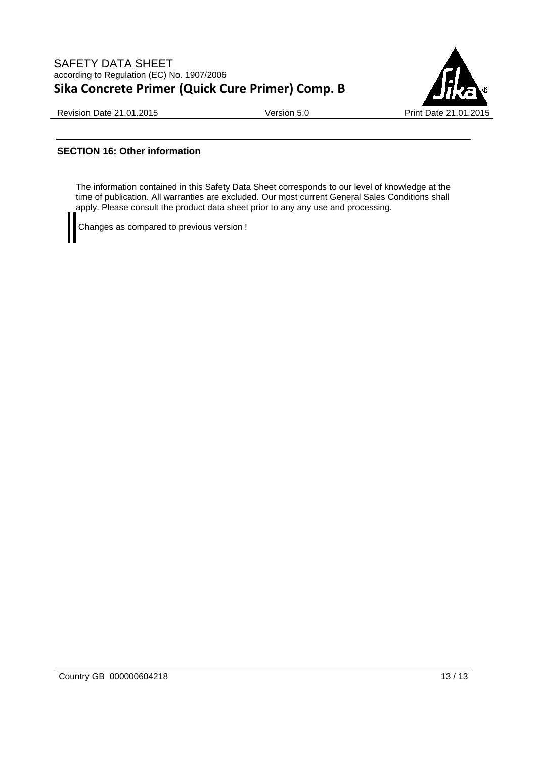## SECTION 16: Other information

The information contained in this Safety Data Sheet corresponds to our level of knowledge at the time of publication. All warranties are excluded. Our most current General Sales Conditions shall apply. Please consult the product data sheet prior to any any use and processing.

Changes as compared to previous version !